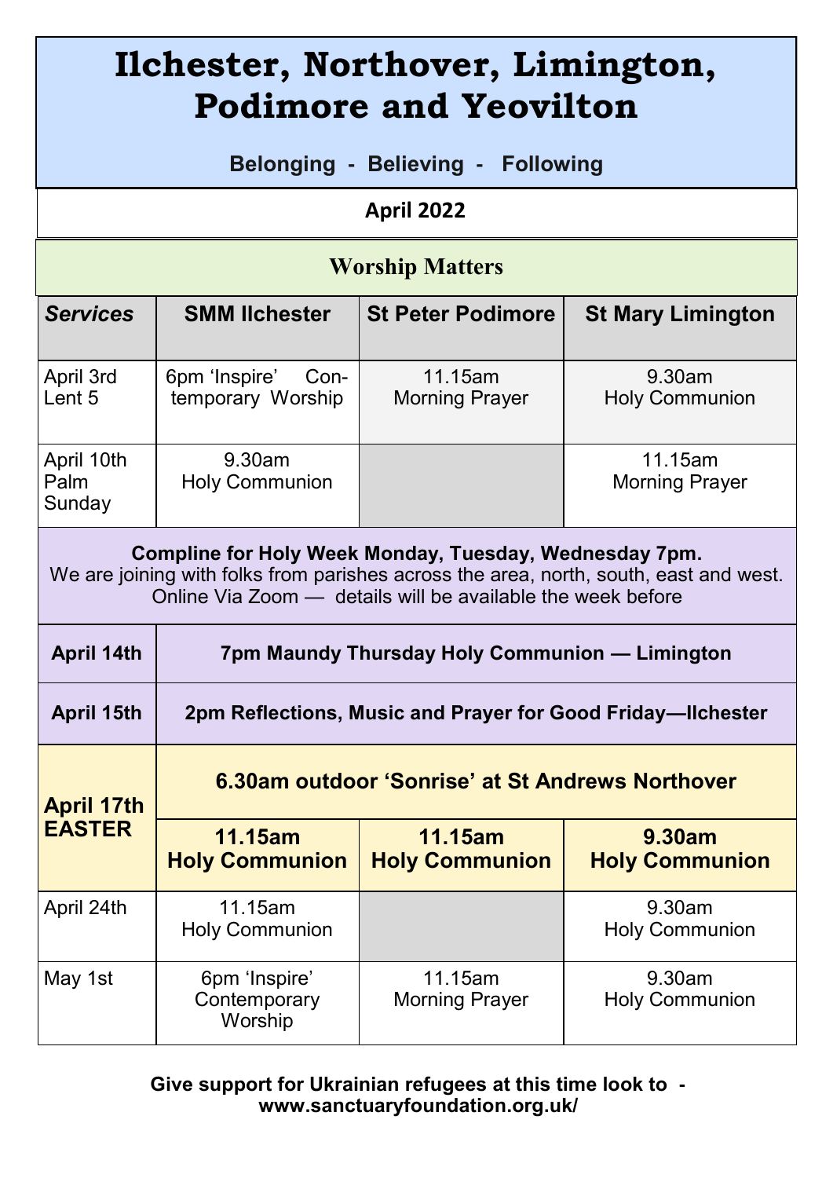# Ilchester, Northover, Limington, Podimore and Yeovilton

**Belonging - Believing - Following**

**April 2022**

## Worship Matters

| *Services* | SMM Ilchester | St Peter Podimore | St Mary Limington |
|---|---|---|---|
| April 3rd Lent 5 | 6pm 'Inspire' Contemporary Worship | 11.15am Morning Prayer | 9.30am Holy Communion |
| April 10th Palm Sunday | 9.30am Holy Communion | | 11.15am Morning Prayer |
| **Compline for Holy Week Monday, Tuesday, Wednesday 7pm.** We are joining with folks from parishes across the area, north, south, east and west. Online Via Zoom — details will be available the week before | | | |
| **April 14th** | **7pm Maundy Thursday Holy Communion — Limington** | | |
| **April 15th** | **2pm Reflections, Music and Prayer for Good Friday—Ilchester** | | |
| **April 17th EASTER** | **6.30am outdoor 'Sonrise' at St Andrews Northover** | | |
| | **11.15am Holy Communion** | **11.15am Holy Communion** | **9.30am Holy Communion** |
| April 24th | 11.15am Holy Communion | | 9.30am Holy Communion |
| May 1st | 6pm 'Inspire' Contemporary Worship | 11.15am Morning Prayer | 9.30am Holy Communion |

**Give support for Ukrainian refugees at this time look to - www.sanctuaryfoundation.org.uk/**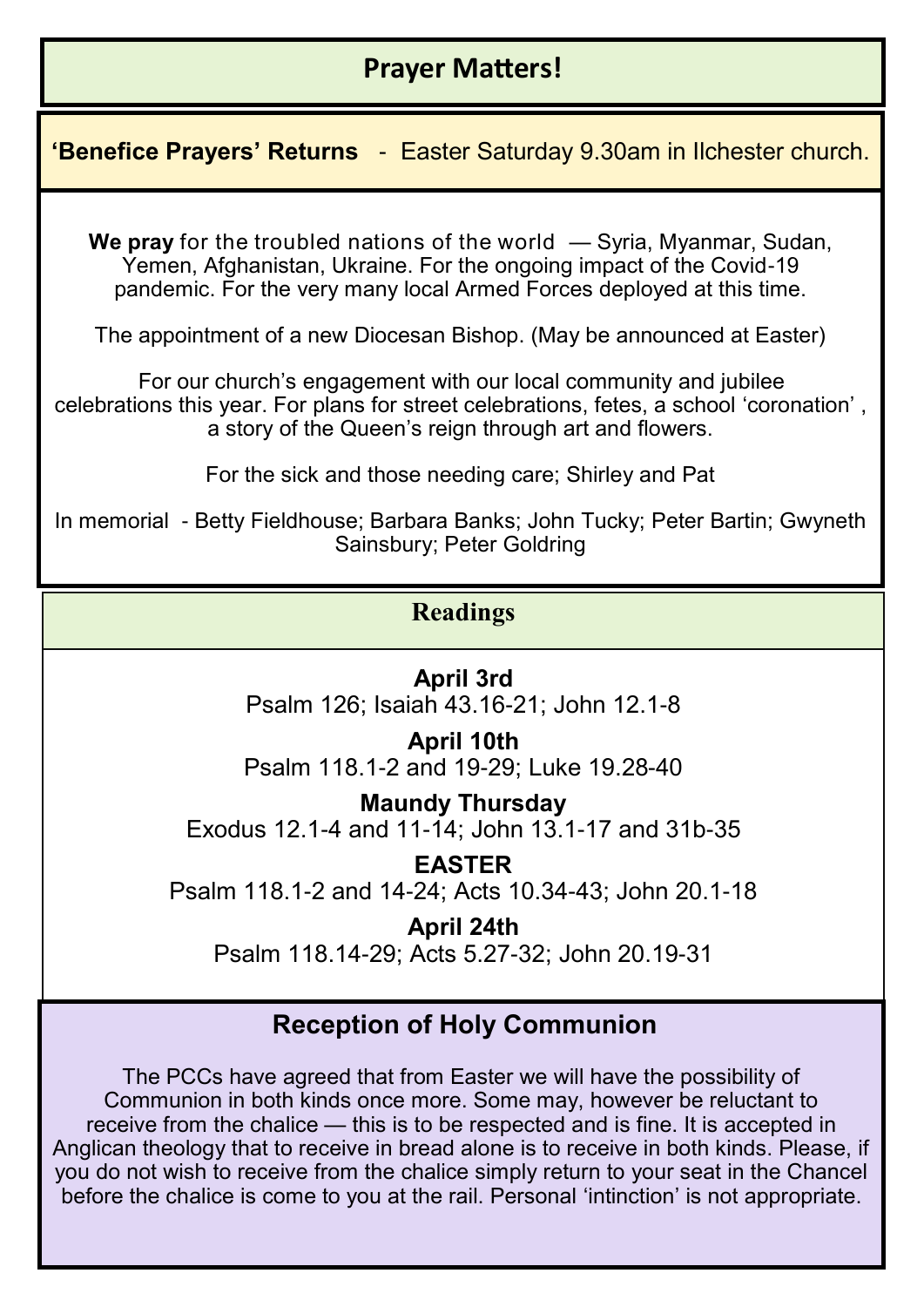# Prayer Matters!

**‘Benefice Prayers’ Returns** - Easter Saturday 9.30am in Ilchester church.

**We pray** for the troubled nations of the world — Syria, Myanmar, Sudan, Yemen, Afghanistan, Ukraine. For the ongoing impact of the Covid-19 pandemic. For the very many local Armed Forces deployed at this time.

The appointment of a new Diocesan Bishop. (May be announced at Easter)

For our church’s engagement with our local community and jubilee celebrations this year. For plans for street celebrations, fetes, a school ‘coronation’ , a story of the Queen’s reign through art and flowers.

For the sick and those needing care; Shirley and Pat

In memorial - Betty Fieldhouse; Barbara Banks; John Tucky; Peter Bartin; Gwyneth Sainsbury; Peter Goldring

## Readings

**April 3rd**
Psalm 126; Isaiah 43.16-21; John 12.1-8

**April 10th**
Psalm 118.1-2 and 19-29; Luke 19.28-40

**Maundy Thursday**
Exodus 12.1-4 and 11-14; John 13.1-17 and 31b-35

**EASTER**
Psalm 118.1-2 and 14-24; Acts 10.34-43; John 20.1-18

**April 24th**
Psalm 118.14-29; Acts 5.27-32; John 20.19-31

## Reception of Holy Communion

The PCCs have agreed that from Easter we will have the possibility of Communion in both kinds once more. Some may, however be reluctant to receive from the chalice — this is to be respected and is fine. It is accepted in Anglican theology that to receive in bread alone is to receive in both kinds. Please, if you do not wish to receive from the chalice simply return to your seat in the Chancel before the chalice is come to you at the rail. Personal ‘intinction’ is not appropriate.